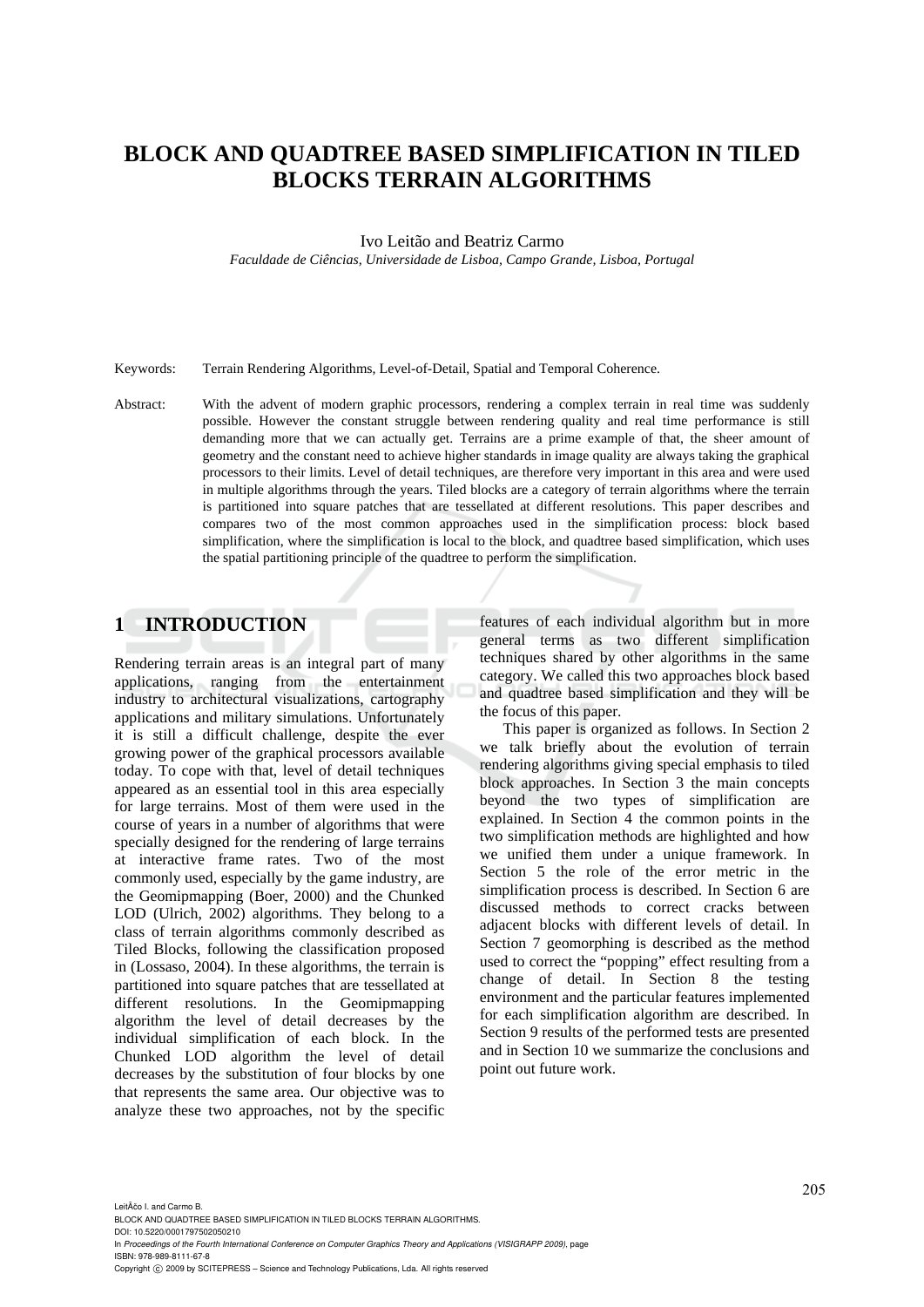# BLOCK AND QUADTREE BASED SIMPLIFICATION IN TILED BLOCKS TERRAIN ALGORITHMS

Ivo Leitão and Beatriz Carmo

*Faculdade de Ciências, Universidade de Lisboa, Campo Grande, Lisboa, Portugal*

Keywords: Terrain Rendering Algorithms, Level-of-Detail, Spatial and Temporal Coherence.

Abstract: With the advent of modern graphic processors, rendering a complex terrain in real time was suddenly possible. However the constant struggle between rendering quality and real time performance is still demanding more that we can actually get. Terrains are a prime example of that, the sheer amount of geometry and the constant need to achieve higher standards in image quality are always taking the graphical processors to their limits. Level of detail techniques, are therefore very important in this area and were used in multiple algorithms through the years. Tiled blocks are a category of terrain algorithms where the terrain is partitioned into square patches that are tessellated at different resolutions. This paper describes and compares two of the most common approaches used in the simplification process: block based simplification, where the simplification is local to the block, and quadtree based simplification, which uses the spatial partitioning principle of the quadtree to perform the simplification.

## 1 INTRODUCTION

Rendering terrain areas is an integral part of many applications, ranging from the entertainment industry to architectural visualizations, cartography applications and military simulations. Unfortunately it is still a difficult challenge, despite the ever growing power of the graphical processors available today. To cope with that, level of detail techniques appeared as an essential tool in this area especially for large terrains. Most of them were used in the course of years in a number of algorithms that were specially designed for the rendering of large terrains at interactive frame rates. Two of the most commonly used, especially by the game industry, are the Geomipmapping (Boer, 2000) and the Chunked LOD (Ulrich, 2002) algorithms. They belong to a class of terrain algorithms commonly described as Tiled Blocks, following the classification proposed in (Lossaso, 2004). In these algorithms, the terrain is partitioned into square patches that are tessellated at different resolutions. In the Geomipmapping algorithm the level of detail decreases by the individual simplification of each block. In the Chunked LOD algorithm the level of detail decreases by the substitution of four blocks by one that represents the same area. Our objective was to analyze these two approaches, not by the specific features of each individual algorithm but in more general terms as two different simplification techniques shared by other algorithms in the same category. We called this two approaches block based and quadtree based simplification and they will be the focus of this paper.

This paper is organized as follows. In Section 2 we talk briefly about the evolution of terrain rendering algorithms giving special emphasis to tiled block approaches. In Section 3 the main concepts beyond the two types of simplification are explained. In Section 4 the common points in the two simplification methods are highlighted and how we unified them under a unique framework. In Section 5 the role of the error metric in the simplification process is described. In Section 6 are discussed methods to correct cracks between adjacent blocks with different levels of detail. In Section 7 geomorphing is described as the method used to correct the "popping" effect resulting from a change of detail. In Section 8 the testing environment and the particular features implemented for each simplification algorithm are described. In Section 9 results of the performed tests are presented and in Section 10 we summarize the conclusions and point out future work.

LeitÃ£o I. and Carmo B.
BLOCK AND QUADTREE BASED SIMPLIFICATION IN TILED BLOCKS TERRAIN ALGORITHMS.
DOI: 10.5220/0001797502050210
In *Proceedings of the Fourth International Conference on Computer Graphics Theory and Applications (VISIGRAPP 2009)*, page
ISBN: 978-989-8111-67-8
Copyright © 2009 by SCITEPRESS – Science and Technology Publications, Lda. All rights reserved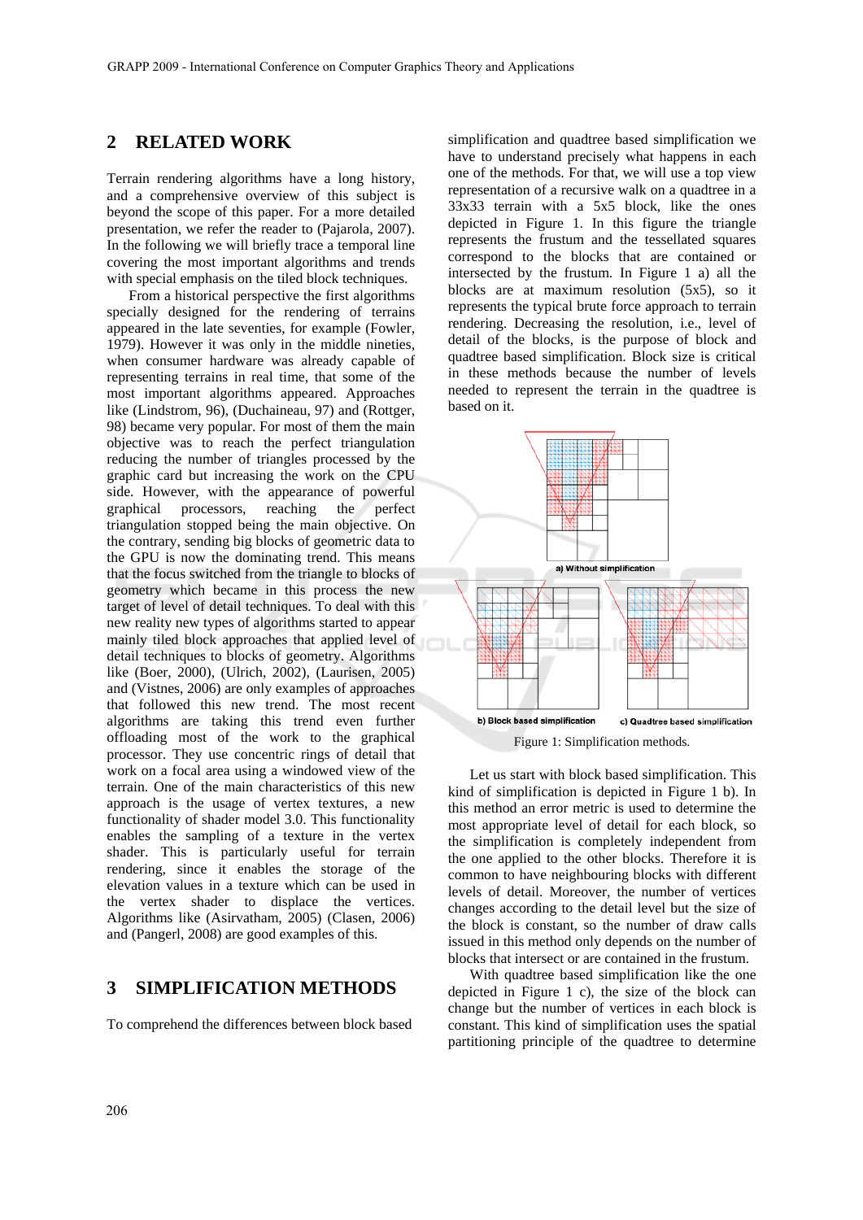## 2 RELATED WORK

Terrain rendering algorithms have a long history, and a comprehensive overview of this subject is beyond the scope of this paper. For a more detailed presentation, we refer the reader to (Pajarola, 2007). In the following we will briefly trace a temporal line covering the most important algorithms and trends with special emphasis on the tiled block techniques.

From a historical perspective the first algorithms specially designed for the rendering of terrains appeared in the late seventies, for example (Fowler, 1979). However it was only in the middle nineties, when consumer hardware was already capable of representing terrains in real time, that some of the most important algorithms appeared. Approaches like (Lindstrom, 96), (Duchaineau, 97) and (Rottger, 98) became very popular. For most of them the main objective was to reach the perfect triangulation reducing the number of triangles processed by the graphic card but increasing the work on the CPU side. However, with the appearance of powerful graphical processors, reaching the perfect triangulation stopped being the main objective. On the contrary, sending big blocks of geometric data to the GPU is now the dominating trend. This means that the focus switched from the triangle to blocks of geometry which became in this process the new target of level of detail techniques. To deal with this new reality new types of algorithms started to appear mainly tiled block approaches that applied level of detail techniques to blocks of geometry. Algorithms like (Boer, 2000), (Ulrich, 2002), (Laurisen, 2005) and (Vistnes, 2006) are only examples of approaches that followed this new trend. The most recent algorithms are taking this trend even further offloading most of the work to the graphical processor. They use concentric rings of detail that work on a focal area using a windowed view of the terrain. One of the main characteristics of this new approach is the usage of vertex textures, a new functionality of shader model 3.0. This functionality enables the sampling of a texture in the vertex shader. This is particularly useful for terrain rendering, since it enables the storage of the elevation values in a texture which can be used in the vertex shader to displace the vertices. Algorithms like (Asirvatham, 2005) (Clasen, 2006) and (Pangerl, 2008) are good examples of this.

## 3 SIMPLIFICATION METHODS

To comprehend the differences between block based simplification and quadtree based simplification we have to understand precisely what happens in each one of the methods. For that, we will use a top view representation of a recursive walk on a quadtree in a 33x33 terrain with a 5x5 block, like the ones depicted in Figure 1. In this figure the triangle represents the frustum and the tessellated squares correspond to the blocks that are contained or intersected by the frustum. In Figure 1 a) all the blocks are at maximum resolution (5x5), so it represents the typical brute force approach to terrain rendering. Decreasing the resolution, i.e., level of detail of the blocks, is the purpose of block and quadtree based simplification. Block size is critical in these methods because the number of levels needed to represent the terrain in the quadtree is based on it.

a) Without simplification

b) Block based simplification

c) Quadtree based simplification

Figure 1: Simplification methods.

Let us start with block based simplification. This kind of simplification is depicted in Figure 1 b). In this method an error metric is used to determine the most appropriate level of detail for each block, so the simplification is completely independent from the one applied to the other blocks. Therefore it is common to have neighbouring blocks with different levels of detail. Moreover, the number of vertices changes according to the detail level but the size of the block is constant, so the number of draw calls issued in this method only depends on the number of blocks that intersect or are contained in the frustum.

With quadtree based simplification like the one depicted in Figure 1 c), the size of the block can change but the number of vertices in each block is constant. This kind of simplification uses the spatial partitioning principle of the quadtree to determine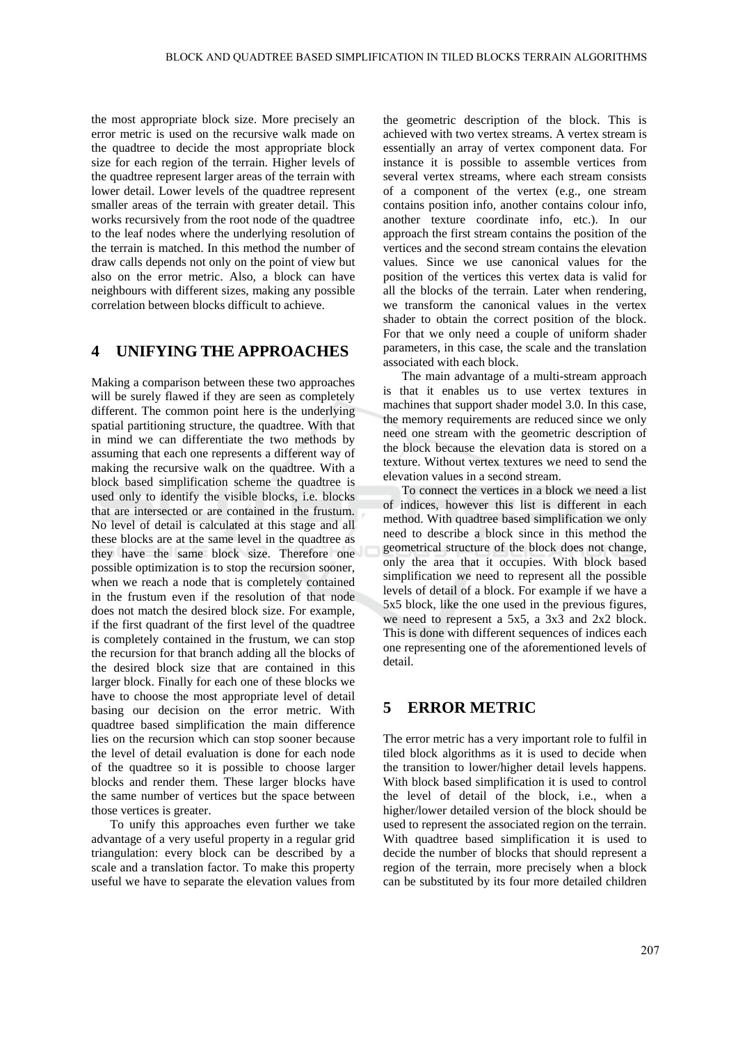the most appropriate block size. More precisely an error metric is used on the recursive walk made on the quadtree to decide the most appropriate block size for each region of the terrain. Higher levels of the quadtree represent larger areas of the terrain with lower detail. Lower levels of the quadtree represent smaller areas of the terrain with greater detail. This works recursively from the root node of the quadtree to the leaf nodes where the underlying resolution of the terrain is matched. In this method the number of draw calls depends not only on the point of view but also on the error metric. Also, a block can have neighbours with different sizes, making any possible correlation between blocks difficult to achieve.

## 4 UNIFYING THE APPROACHES

Making a comparison between these two approaches will be surely flawed if they are seen as completely different. The common point here is the underlying spatial partitioning structure, the quadtree. With that in mind we can differentiate the two methods by assuming that each one represents a different way of making the recursive walk on the quadtree. With a block based simplification scheme the quadtree is used only to identify the visible blocks, i.e. blocks that are intersected or are contained in the frustum. No level of detail is calculated at this stage and all these blocks are at the same level in the quadtree as they have the same block size. Therefore one possible optimization is to stop the recursion sooner, when we reach a node that is completely contained in the frustum even if the resolution of that node does not match the desired block size. For example, if the first quadrant of the first level of the quadtree is completely contained in the frustum, we can stop the recursion for that branch adding all the blocks of the desired block size that are contained in this larger block. Finally for each one of these blocks we have to choose the most appropriate level of detail basing our decision on the error metric. With quadtree based simplification the main difference lies on the recursion which can stop sooner because the level of detail evaluation is done for each node of the quadtree so it is possible to choose larger blocks and render them. These larger blocks have the same number of vertices but the space between those vertices is greater.

To unify this approaches even further we take advantage of a very useful property in a regular grid triangulation: every block can be described by a scale and a translation factor. To make this property useful we have to separate the elevation values from the geometric description of the block. This is achieved with two vertex streams. A vertex stream is essentially an array of vertex component data. For instance it is possible to assemble vertices from several vertex streams, where each stream consists of a component of the vertex (e.g., one stream contains position info, another contains colour info, another texture coordinate info, etc.). In our approach the first stream contains the position of the vertices and the second stream contains the elevation values. Since we use canonical values for the position of the vertices this vertex data is valid for all the blocks of the terrain. Later when rendering, we transform the canonical values in the vertex shader to obtain the correct position of the block. For that we only need a couple of uniform shader parameters, in this case, the scale and the translation associated with each block.

The main advantage of a multi-stream approach is that it enables us to use vertex textures in machines that support shader model 3.0. In this case, the memory requirements are reduced since we only need one stream with the geometric description of the block because the elevation data is stored on a texture. Without vertex textures we need to send the elevation values in a second stream.

To connect the vertices in a block we need a list of indices, however this list is different in each method. With quadtree based simplification we only need to describe a block since in this method the geometrical structure of the block does not change, only the area that it occupies. With block based simplification we need to represent all the possible levels of detail of a block. For example if we have a 5x5 block, like the one used in the previous figures, we need to represent a 5x5, a 3x3 and 2x2 block. This is done with different sequences of indices each one representing one of the aforementioned levels of detail.

## 5 ERROR METRIC

The error metric has a very important role to fulfil in tiled block algorithms as it is used to decide when the transition to lower/higher detail levels happens. With block based simplification it is used to control the level of detail of the block, i.e., when a higher/lower detailed version of the block should be used to represent the associated region on the terrain. With quadtree based simplification it is used to decide the number of blocks that should represent a region of the terrain, more precisely when a block can be substituted by its four more detailed children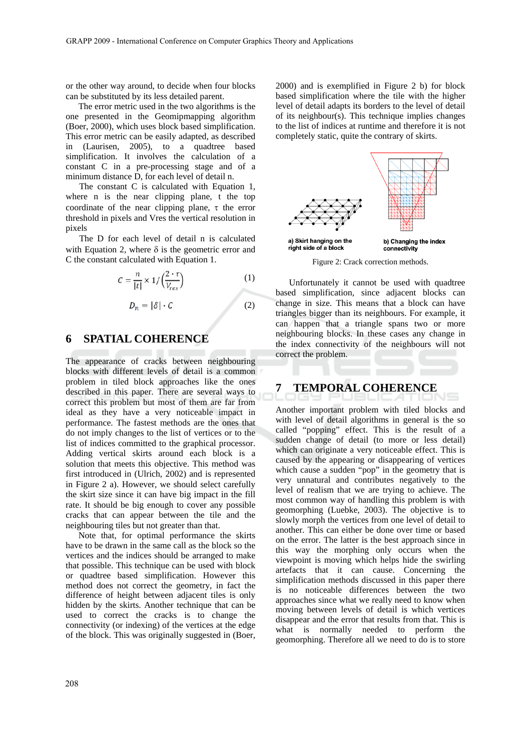or the other way around, to decide when four blocks can be substituted by its less detailed parent.

The error metric used in the two algorithms is the one presented in the Geomipmapping algorithm (Boer, 2000), which uses block based simplification. This error metric can be easily adapted, as described in (Laurisen, 2005), to a quadtree based simplification. It involves the calculation of a constant C in a pre-processing stage and of a minimum distance D, for each level of detail n.

The constant C is calculated with Equation 1, where n is the near clipping plane, t the top coordinate of the near clipping plane, $\tau$ the error threshold in pixels and Vres the vertical resolution in pixels

The D for each level of detail n is calculated with Equation 2, where $\delta$ is the geometric error and C the constant calculated with Equation 1.

$$C = \frac{n}{|t|} \times 1/\left(\frac{2 \cdot \tau}{V_{res}}\right) \quad (1)$$

$$D_n = |\delta| \cdot C \quad (2)$$

## 6 SPATIAL COHERENCE

The appearance of cracks between neighbouring blocks with different levels of detail is a common problem in tiled block approaches like the ones described in this paper. There are several ways to correct this problem but most of them are far from ideal as they have a very noticeable impact in performance. The fastest methods are the ones that do not imply changes to the list of vertices or to the list of indices committed to the graphical processor. Adding vertical skirts around each block is a solution that meets this objective. This method was first introduced in (Ulrich, 2002) and is represented in Figure 2 a). However, we should select carefully the skirt size since it can have big impact in the fill rate. It should be big enough to cover any possible cracks that can appear between the tile and the neighbouring tiles but not greater than that.

Note that, for optimal performance the skirts have to be drawn in the same call as the block so the vertices and the indices should be arranged to make that possible. This technique can be used with block or quadtree based simplification. However this method does not correct the geometry, in fact the difference of height between adjacent tiles is only hidden by the skirts. Another technique that can be used to correct the cracks is to change the connectivity (or indexing) of the vertices at the edge of the block. This was originally suggested in (Boer, 2000) and is exemplified in Figure 2 b) for block based simplification where the tile with the higher level of detail adapts its borders to the level of detail of its neighbour(s). This technique implies changes to the list of indices at runtime and therefore it is not completely static, quite the contrary of skirts.

a) Skirt hanging on the right side of a block

b) Changing the index connectivity

Figure 2: Crack correction methods.

Unfortunately it cannot be used with quadtree based simplification, since adjacent blocks can change in size. This means that a block can have triangles bigger than its neighbours. For example, it can happen that a triangle spans two or more neighbouring blocks. In these cases any change in the index connectivity of the neighbours will not correct the problem.

## 7 TEMPORAL COHERENCE

Another important problem with tiled blocks and with level of detail algorithms in general is the so called "popping" effect. This is the result of a sudden change of detail (to more or less detail) which can originate a very noticeable effect. This is caused by the appearing or disappearing of vertices which cause a sudden "pop" in the geometry that is very unnatural and contributes negatively to the level of realism that we are trying to achieve. The most common way of handling this problem is with geomorphing (Luebke, 2003). The objective is to slowly morph the vertices from one level of detail to another. This can either be done over time or based on the error. The latter is the best approach since in this way the morphing only occurs when the viewpoint is moving which helps hide the swirling artefacts that it can cause. Concerning the simplification methods discussed in this paper there is no noticeable differences between the two approaches since what we really need to know when moving between levels of detail is which vertices disappear and the error that results from that. This is what is normally needed to perform the geomorphing. Therefore all we need to do is to store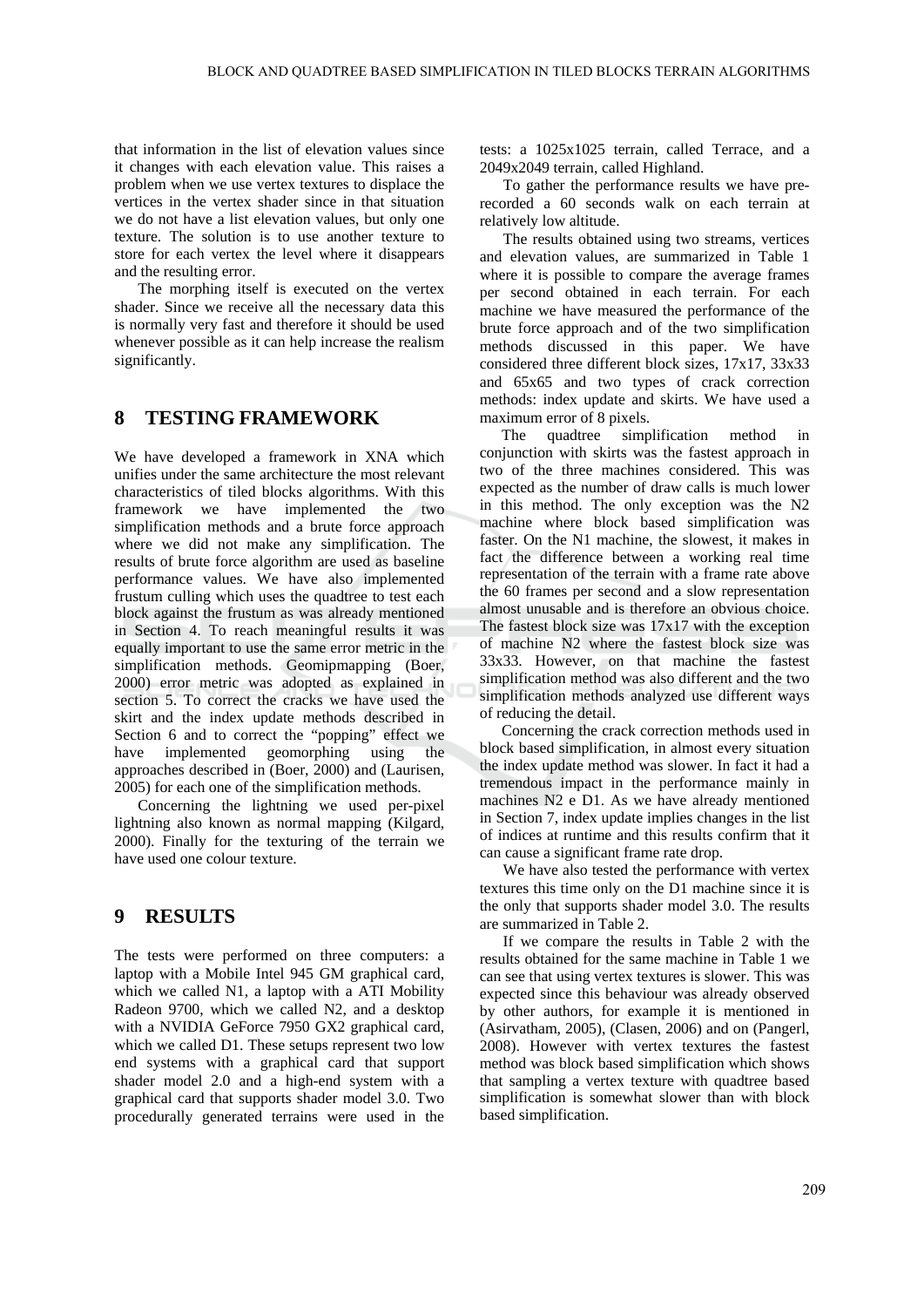that information in the list of elevation values since it changes with each elevation value. This raises a problem when we use vertex textures to displace the vertices in the vertex shader since in that situation we do not have a list elevation values, but only one texture. The solution is to use another texture to store for each vertex the level where it disappears and the resulting error.

The morphing itself is executed on the vertex shader. Since we receive all the necessary data this is normally very fast and therefore it should be used whenever possible as it can help increase the realism significantly.

## 8 TESTING FRAMEWORK

We have developed a framework in XNA which unifies under the same architecture the most relevant characteristics of tiled blocks algorithms. With this framework we have implemented the two simplification methods and a brute force approach where we did not make any simplification. The results of brute force algorithm are used as baseline performance values. We have also implemented frustum culling which uses the quadtree to test each block against the frustum as was already mentioned in Section 4. To reach meaningful results it was equally important to use the same error metric in the simplification methods. Geomipmapping (Boer, 2000) error metric was adopted as explained in section 5. To correct the cracks we have used the skirt and the index update methods described in Section 6 and to correct the "popping" effect we have implemented geomorphing using the approaches described in (Boer, 2000) and (Laurisen, 2005) for each one of the simplification methods.

Concerning the lightning we used per-pixel lightning also known as normal mapping (Kilgard, 2000). Finally for the texturing of the terrain we have used one colour texture.

## 9 RESULTS

The tests were performed on three computers: a laptop with a Mobile Intel 945 GM graphical card, which we called N1, a laptop with a ATI Mobility Radeon 9700, which we called N2, and a desktop with a NVIDIA GeForce 7950 GX2 graphical card, which we called D1. These setups represent two low end systems with a graphical card that support shader model 2.0 and a high-end system with a graphical card that supports shader model 3.0. Two procedurally generated terrains were used in the tests: a 1025x1025 terrain, called Terrace, and a 2049x2049 terrain, called Highland.

To gather the performance results we have pre-recorded a 60 seconds walk on each terrain at relatively low altitude.

The results obtained using two streams, vertices and elevation values, are summarized in Table 1 where it is possible to compare the average frames per second obtained in each terrain. For each machine we have measured the performance of the brute force approach and of the two simplification methods discussed in this paper. We have considered three different block sizes, 17x17, 33x33 and 65x65 and two types of crack correction methods: index update and skirts. We have used a maximum error of 8 pixels.

The quadtree simplification method in conjunction with skirts was the fastest approach in two of the three machines considered. This was expected as the number of draw calls is much lower in this method. The only exception was the N2 machine where block based simplification was faster. On the N1 machine, the slowest, it makes in fact the difference between a working real time representation of the terrain with a frame rate above the 60 frames per second and a slow representation almost unusable and is therefore an obvious choice. The fastest block size was 17x17 with the exception of machine N2 where the fastest block size was 33x33. However, on that machine the fastest simplification method was also different and the two simplification methods analyzed use different ways of reducing the detail.

Concerning the crack correction methods used in block based simplification, in almost every situation the index update method was slower. In fact it had a tremendous impact in the performance mainly in machines N2 e D1. As we have already mentioned in Section 7, index update implies changes in the list of indices at runtime and this results confirm that it can cause a significant frame rate drop.

We have also tested the performance with vertex textures this time only on the D1 machine since it is the only that supports shader model 3.0. The results are summarized in Table 2.

If we compare the results in Table 2 with the results obtained for the same machine in Table 1 we can see that using vertex textures is slower. This was expected since this behaviour was already observed by other authors, for example it is mentioned in (Asirvatham, 2005), (Clasen, 2006) and on (Pangerl, 2008). However with vertex textures the fastest method was block based simplification which shows that sampling a vertex texture with quadtree based simplification is somewhat slower than with block based simplification.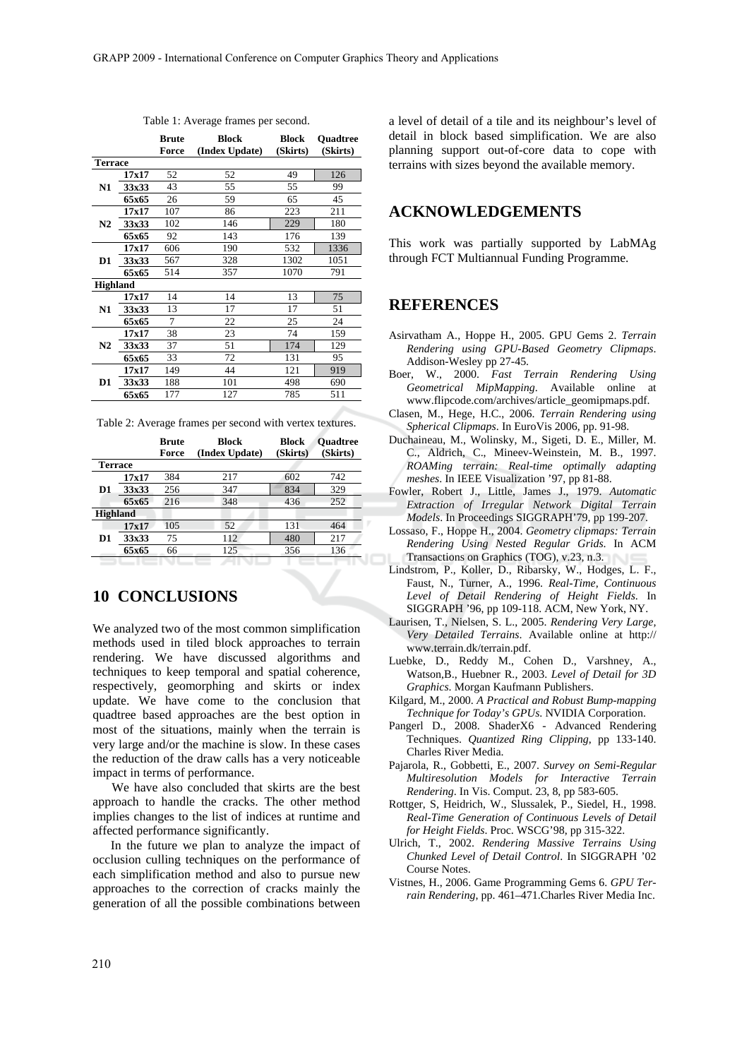Table 1: Average frames per second.

| | | Brute Force | Block (Index Update) | Block (Skirts) | Quadtree (Skirts) |
|---|---|---|---|---|---|
| **Terrace** | | | | | |
| **N1** | **17x17** | 52 | 52 | 49 | 126 |
| | **33x33** | 43 | 55 | 55 | 99 |
| | **65x65** | 26 | 59 | 65 | 45 |
| **N2** | **17x17** | 107 | 86 | 223 | 211 |
| | **33x33** | 102 | 146 | 229 | 180 |
| | **65x65** | 92 | 143 | 176 | 139 |
| **D1** | **17x17** | 606 | 190 | 532 | 1336 |
| | **33x33** | 567 | 328 | 1302 | 1051 |
| | **65x65** | 514 | 357 | 1070 | 791 |
| **Highland** | | | | | |
| **N1** | **17x17** | 14 | 14 | 13 | 75 |
| | **33x33** | 13 | 17 | 17 | 51 |
| | **65x65** | 7 | 22 | 25 | 24 |
| **N2** | **17x17** | 38 | 23 | 74 | 159 |
| | **33x33** | 37 | 51 | 174 | 129 |
| | **65x65** | 33 | 72 | 131 | 95 |
| **D1** | **17x17** | 149 | 44 | 121 | 919 |
| | **33x33** | 188 | 101 | 498 | 690 |
| | **65x65** | 177 | 127 | 785 | 511 |

Table 2: Average frames per second with vertex textures.

| | | Brute Force | Block (Index Update) | Block (Skirts) | Quadtree (Skirts) |
|---|---|---|---|---|---|
| **Terrace** | | | | | |
| **D1** | **17x17** | 384 | 217 | 602 | 742 |
| | **33x33** | 256 | 347 | 834 | 329 |
| | **65x65** | 216 | 348 | 436 | 252 |
| **Highland** | | | | | |
| **D1** | **17x17** | 105 | 52 | 131 | 464 |
| | **33x33** | 75 | 112 | 480 | 217 |
| | **65x65** | 66 | 125 | 356 | 136 |

## 10 CONCLUSIONS

We analyzed two of the most common simplification methods used in tiled block approaches to terrain rendering. We have discussed algorithms and techniques to keep temporal and spatial coherence, respectively, geomorphing and skirts or index update. We have come to the conclusion that quadtree based approaches are the best option in most of the situations, mainly when the terrain is very large and/or the machine is slow. In these cases the reduction of the draw calls has a very noticeable impact in terms of performance.

We have also concluded that skirts are the best approach to handle the cracks. The other method implies changes to the list of indices at runtime and affected performance significantly.

In the future we plan to analyze the impact of occlusion culling techniques on the performance of each simplification method and also to pursue new approaches to the correction of cracks mainly the generation of all the possible combinations between a level of detail of a tile and its neighbour's level of detail in block based simplification. We are also planning support out-of-core data to cope with terrains with sizes beyond the available memory.

## ACKNOWLEDGEMENTS

This work was partially supported by LabMAg through FCT Multiannual Funding Programme.

## REFERENCES

Asirvatham A., Hoppe H., 2005. GPU Gems 2. *Terrain Rendering using GPU-Based Geometry Clipmaps*. Addison-Wesley pp 27-45.

Boer, W., 2000. *Fast Terrain Rendering Using Geometrical MipMapping*. Available online at www.flipcode.com/archives/article_geomipmaps.pdf.

Clasen, M., Hege, H.C., 2006. *Terrain Rendering using Spherical Clipmaps*. In EuroVis 2006, pp. 91-98.

Duchaineau, M., Wolinsky, M., Sigeti, D. E., Miller, M. C., Aldrich, C., Mineev-Weinstein, M. B., 1997. *ROAMing terrain: Real-time optimally adapting meshes*. In IEEE Visualization '97, pp 81-88.

Fowler, Robert J., Little, James J., 1979. *Automatic Extraction of Irregular Network Digital Terrain Models*. In Proceedings SIGGRAPH'79, pp 199-207.

Lossaso, F., Hoppe H., 2004. *Geometry clipmaps: Terrain Rendering Using Nested Regular Grids*. In ACM Transactions on Graphics (TOG), v.23, n.3.

Lindstrom, P., Koller, D., Ribarsky, W., Hodges, L. F., Faust, N., Turner, A., 1996. *Real-Time, Continuous Level of Detail Rendering of Height Fields*. In SIGGRAPH '96, pp 109-118. ACM, New York, NY.

Laurisen, T., Nielsen, S. L., 2005. *Rendering Very Large, Very Detailed Terrains*. Available online at http:// www.terrain.dk/terrain.pdf.

Luebke, D., Reddy M., Cohen D., Varshney, A., Watson,B., Huebner R., 2003. *Level of Detail for 3D Graphics*. Morgan Kaufmann Publishers.

Kilgard, M., 2000. *A Practical and Robust Bump-mapping Technique for Today's GPUs*. NVIDIA Corporation.

Pangerl D., 2008. ShaderX6 - Advanced Rendering Techniques. *Quantized Ring Clipping*, pp 133-140. Charles River Media.

Pajarola, R., Gobbetti, E., 2007. *Survey on Semi-Regular Multiresolution Models for Interactive Terrain Rendering*. In Vis. Comput. 23, 8, pp 583-605.

Rottger, S, Heidrich, W., Slussalek, P., Siedel, H., 1998. *Real-Time Generation of Continuous Levels of Detail for Height Fields*. Proc. WSCG'98, pp 315-322.

Ulrich, T., 2002. *Rendering Massive Terrains Using Chunked Level of Detail Control*. In SIGGRAPH '02 Course Notes.

Vistnes, H., 2006. Game Programming Gems 6. *GPU Terrain Rendering*, pp. 461–471.Charles River Media Inc.